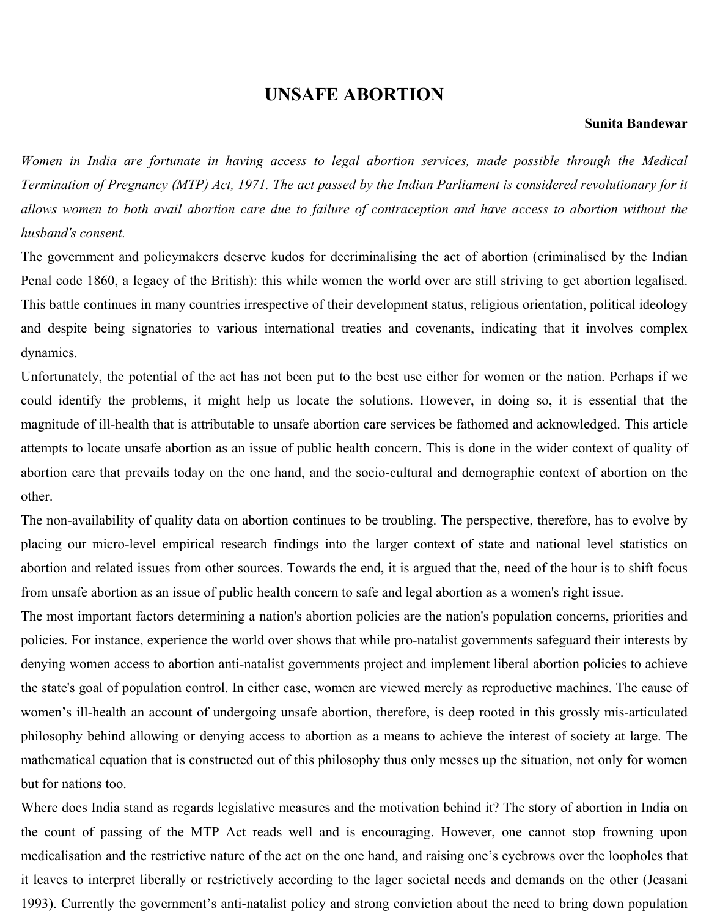# UNSAFE ABORTION

**Sunita Bandewar**

*Women in India are fortunate in having access to legal abortion services, made possible through the Medical Termination of Pregnancy (MTP) Act, 1971. The act passed by the Indian Parliament is considered revolutionary for it allows women to both avail abortion care due to failure of contraception and have access to abortion without the husband's consent.*

The government and policymakers deserve kudos for decriminalising the act of abortion (criminalised by the Indian Penal code 1860, a legacy of the British): this while women the world over are still striving to get abortion legalised. This battle continues in many countries irrespective of their development status, religious orientation, political ideology and despite being signatories to various international treaties and covenants, indicating that it involves complex dynamics.

Unfortunately, the potential of the act has not been put to the best use either for women or the nation. Perhaps if we could identify the problems, it might help us locate the solutions. However, in doing so, it is essential that the magnitude of ill-health that is attributable to unsafe abortion care services be fathomed and acknowledged. This article attempts to locate unsafe abortion as an issue of public health concern. This is done in the wider context of quality of abortion care that prevails today on the one hand, and the socio-cultural and demographic context of abortion on the other.

The non-availability of quality data on abortion continues to be troubling. The perspective, therefore, has to evolve by placing our micro-level empirical research findings into the larger context of state and national level statistics on abortion and related issues from other sources. Towards the end, it is argued that the, need of the hour is to shift focus from unsafe abortion as an issue of public health concern to safe and legal abortion as a women's right issue.

The most important factors determining a nation's abortion policies are the nation's population concerns, priorities and policies. For instance, experience the world over shows that while pro-natalist governments safeguard their interests by denying women access to abortion anti-natalist governments project and implement liberal abortion policies to achieve the state's goal of population control. In either case, women are viewed merely as reproductive machines. The cause of women's ill-health an account of undergoing unsafe abortion, therefore, is deep rooted in this grossly mis-articulated philosophy behind allowing or denying access to abortion as a means to achieve the interest of society at large. The mathematical equation that is constructed out of this philosophy thus only messes up the situation, not only for women but for nations too.

Where does India stand as regards legislative measures and the motivation behind it? The story of abortion in India on the count of passing of the MTP Act reads well and is encouraging. However, one cannot stop frowning upon medicalisation and the restrictive nature of the act on the one hand, and raising one's eyebrows over the loopholes that it leaves to interpret liberally or restrictively according to the lager societal needs and demands on the other (Jeasani 1993). Currently the government's anti-natalist policy and strong conviction about the need to bring down population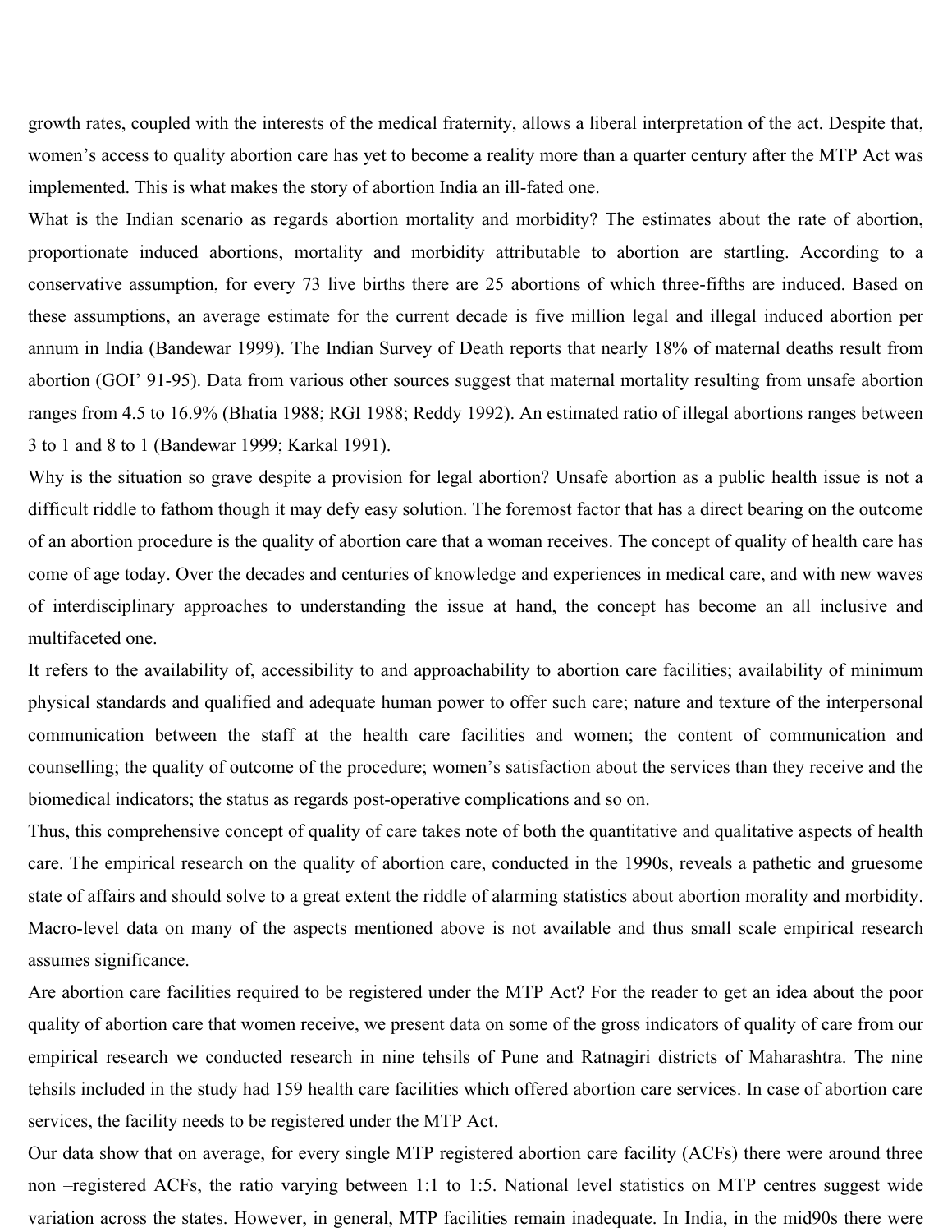growth rates, coupled with the interests of the medical fraternity, allows a liberal interpretation of the act. Despite that, women's access to quality abortion care has yet to become a reality more than a quarter century after the MTP Act was implemented. This is what makes the story of abortion India an ill-fated one.

What is the Indian scenario as regards abortion mortality and morbidity? The estimates about the rate of abortion, proportionate induced abortions, mortality and morbidity attributable to abortion are startling. According to a conservative assumption, for every 73 live births there are 25 abortions of which three-fifths are induced. Based on these assumptions, an average estimate for the current decade is five million legal and illegal induced abortion per annum in India (Bandewar 1999). The Indian Survey of Death reports that nearly 18% of maternal deaths result from abortion (GOI' 91-95). Data from various other sources suggest that maternal mortality resulting from unsafe abortion ranges from 4.5 to 16.9% (Bhatia 1988; RGI 1988; Reddy 1992). An estimated ratio of illegal abortions ranges between 3 to 1 and 8 to 1 (Bandewar 1999; Karkal 1991).

Why is the situation so grave despite a provision for legal abortion? Unsafe abortion as a public health issue is not a difficult riddle to fathom though it may defy easy solution. The foremost factor that has a direct bearing on the outcome of an abortion procedure is the quality of abortion care that a woman receives. The concept of quality of health care has come of age today. Over the decades and centuries of knowledge and experiences in medical care, and with new waves of interdisciplinary approaches to understanding the issue at hand, the concept has become an all inclusive and multifaceted one.

It refers to the availability of, accessibility to and approachability to abortion care facilities; availability of minimum physical standards and qualified and adequate human power to offer such care; nature and texture of the interpersonal communication between the staff at the health care facilities and women; the content of communication and counselling; the quality of outcome of the procedure; women's satisfaction about the services than they receive and the biomedical indicators; the status as regards post-operative complications and so on.

Thus, this comprehensive concept of quality of care takes note of both the quantitative and qualitative aspects of health care. The empirical research on the quality of abortion care, conducted in the 1990s, reveals a pathetic and gruesome state of affairs and should solve to a great extent the riddle of alarming statistics about abortion morality and morbidity. Macro-level data on many of the aspects mentioned above is not available and thus small scale empirical research assumes significance.

Are abortion care facilities required to be registered under the MTP Act? For the reader to get an idea about the poor quality of abortion care that women receive, we present data on some of the gross indicators of quality of care from our empirical research we conducted research in nine tehsils of Pune and Ratnagiri districts of Maharashtra. The nine tehsils included in the study had 159 health care facilities which offered abortion care services. In case of abortion care services, the facility needs to be registered under the MTP Act.

Our data show that on average, for every single MTP registered abortion care facility (ACFs) there were around three non –registered ACFs, the ratio varying between 1:1 to 1:5. National level statistics on MTP centres suggest wide variation across the states. However, in general, MTP facilities remain inadequate. In India, in the mid90s there were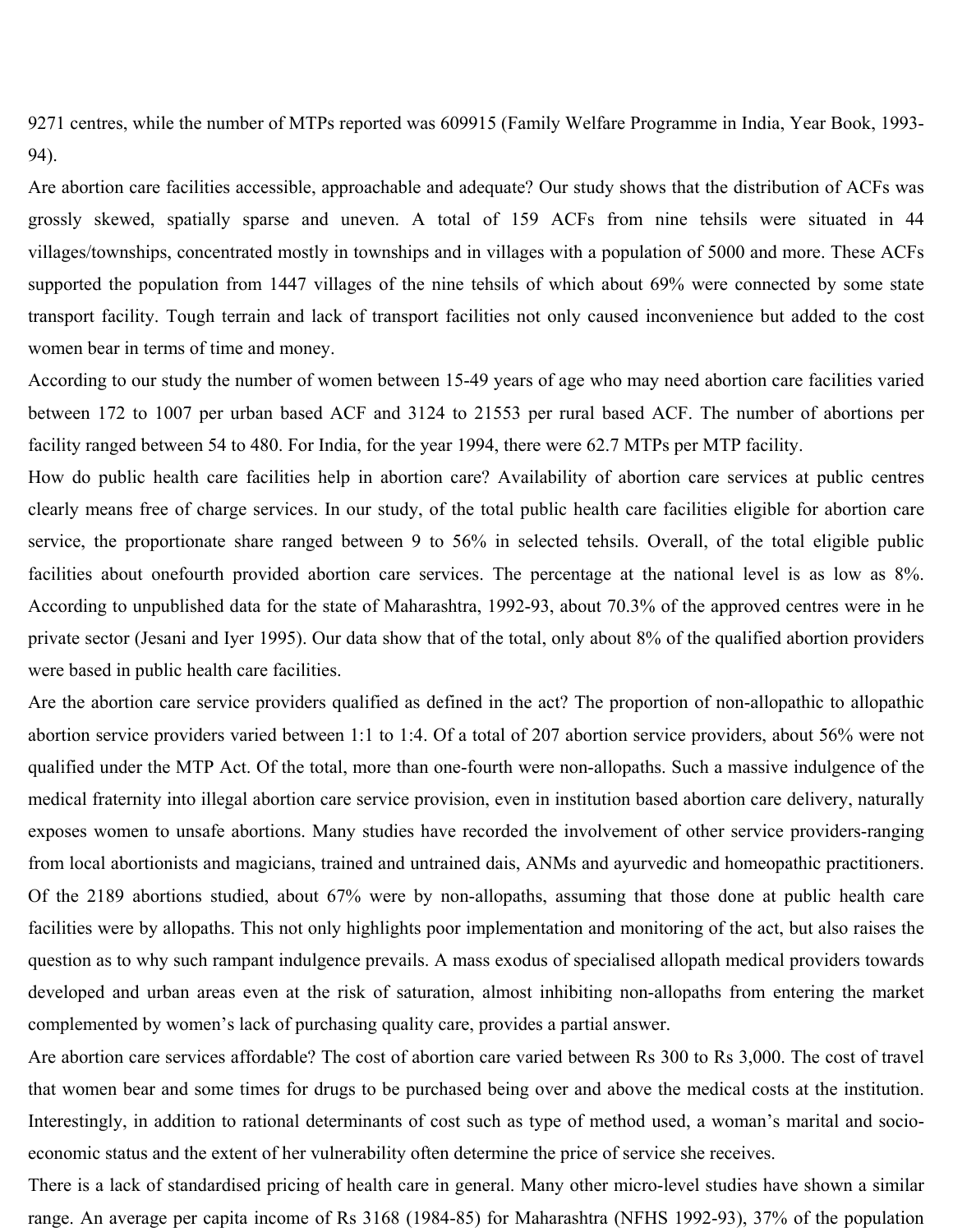9271 centres, while the number of MTPs reported was 609915 (Family Welfare Programme in India, Year Book, 1993-94).

Are abortion care facilities accessible, approachable and adequate? Our study shows that the distribution of ACFs was grossly skewed, spatially sparse and uneven. A total of 159 ACFs from nine tehsils were situated in 44 villages/townships, concentrated mostly in townships and in villages with a population of 5000 and more. These ACFs supported the population from 1447 villages of the nine tehsils of which about 69% were connected by some state transport facility. Tough terrain and lack of transport facilities not only caused inconvenience but added to the cost women bear in terms of time and money.

According to our study the number of women between 15-49 years of age who may need abortion care facilities varied between 172 to 1007 per urban based ACF and 3124 to 21553 per rural based ACF. The number of abortions per facility ranged between 54 to 480. For India, for the year 1994, there were 62.7 MTPs per MTP facility.

How do public health care facilities help in abortion care? Availability of abortion care services at public centres clearly means free of charge services. In our study, of the total public health care facilities eligible for abortion care service, the proportionate share ranged between 9 to 56% in selected tehsils. Overall, of the total eligible public facilities about onefourth provided abortion care services. The percentage at the national level is as low as 8%. According to unpublished data for the state of Maharashtra, 1992-93, about 70.3% of the approved centres were in he private sector (Jesani and Iyer 1995). Our data show that of the total, only about 8% of the qualified abortion providers were based in public health care facilities.

Are the abortion care service providers qualified as defined in the act? The proportion of non-allopathic to allopathic abortion service providers varied between 1:1 to 1:4. Of a total of 207 abortion service providers, about 56% were not qualified under the MTP Act. Of the total, more than one-fourth were non-allopaths. Such a massive indulgence of the medical fraternity into illegal abortion care service provision, even in institution based abortion care delivery, naturally exposes women to unsafe abortions. Many studies have recorded the involvement of other service providers-ranging from local abortionists and magicians, trained and untrained dais, ANMs and ayurvedic and homeopathic practitioners. Of the 2189 abortions studied, about 67% were by non-allopaths, assuming that those done at public health care facilities were by allopaths. This not only highlights poor implementation and monitoring of the act, but also raises the question as to why such rampant indulgence prevails. A mass exodus of specialised allopath medical providers towards developed and urban areas even at the risk of saturation, almost inhibiting non-allopaths from entering the market complemented by women's lack of purchasing quality care, provides a partial answer.

Are abortion care services affordable? The cost of abortion care varied between Rs 300 to Rs 3,000. The cost of travel that women bear and some times for drugs to be purchased being over and above the medical costs at the institution. Interestingly, in addition to rational determinants of cost such as type of method used, a woman's marital and socio-economic status and the extent of her vulnerability often determine the price of service she receives.

There is a lack of standardised pricing of health care in general. Many other micro-level studies have shown a similar range. An average per capita income of Rs 3168 (1984-85) for Maharashtra (NFHS 1992-93), 37% of the population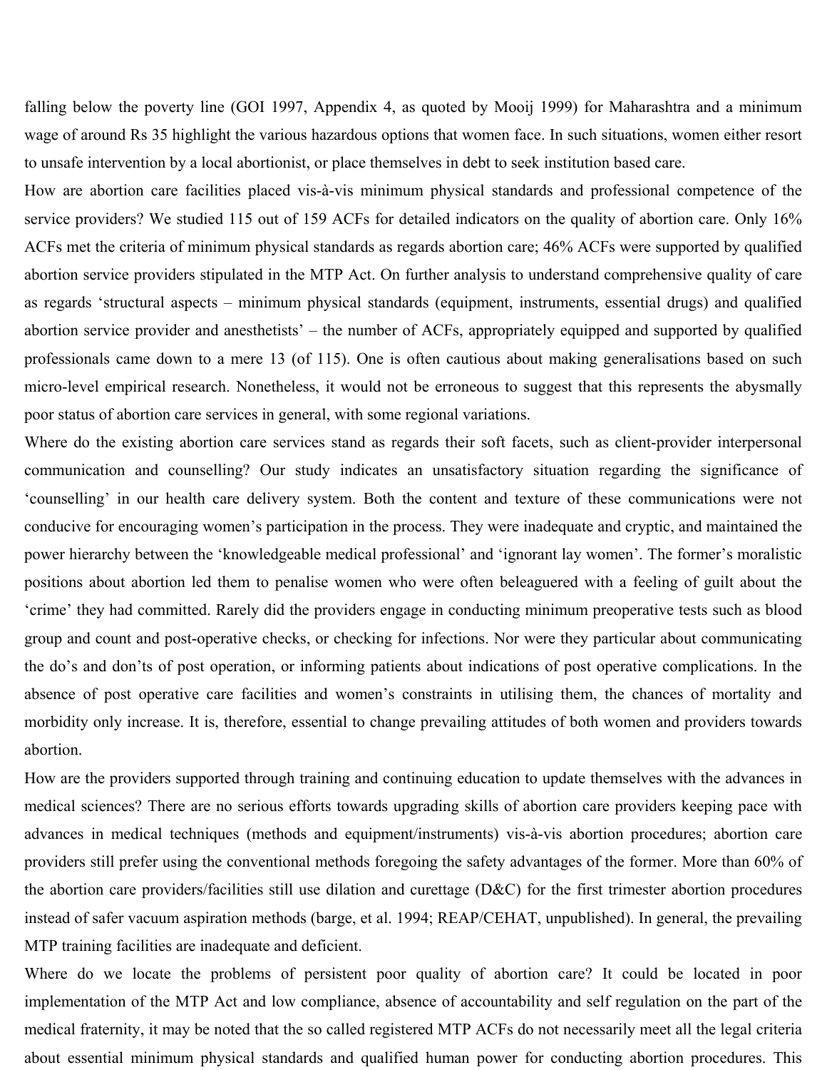falling below the poverty line (GOI 1997, Appendix 4, as quoted by Mooij 1999) for Maharashtra and a minimum wage of around Rs 35 highlight the various hazardous options that women face. In such situations, women either resort to unsafe intervention by a local abortionist, or place themselves in debt to seek institution based care.

How are abortion care facilities placed vis-à-vis minimum physical standards and professional competence of the service providers? We studied 115 out of 159 ACFs for detailed indicators on the quality of abortion care. Only 16% ACFs met the criteria of minimum physical standards as regards abortion care; 46% ACFs were supported by qualified abortion service providers stipulated in the MTP Act. On further analysis to understand comprehensive quality of care as regards 'structural aspects – minimum physical standards (equipment, instruments, essential drugs) and qualified abortion service provider and anesthetists' – the number of ACFs, appropriately equipped and supported by qualified professionals came down to a mere 13 (of 115). One is often cautious about making generalisations based on such micro-level empirical research. Nonetheless, it would not be erroneous to suggest that this represents the abysmally poor status of abortion care services in general, with some regional variations.

Where do the existing abortion care services stand as regards their soft facets, such as client-provider interpersonal communication and counselling? Our study indicates an unsatisfactory situation regarding the significance of 'counselling' in our health care delivery system. Both the content and texture of these communications were not conducive for encouraging women's participation in the process. They were inadequate and cryptic, and maintained the power hierarchy between the 'knowledgeable medical professional' and 'ignorant lay women'. The former's moralistic positions about abortion led them to penalise women who were often beleaguered with a feeling of guilt about the 'crime' they had committed. Rarely did the providers engage in conducting minimum preoperative tests such as blood group and count and post-operative checks, or checking for infections. Nor were they particular about communicating the do's and don'ts of post operation, or informing patients about indications of post operative complications. In the absence of post operative care facilities and women's constraints in utilising them, the chances of mortality and morbidity only increase. It is, therefore, essential to change prevailing attitudes of both women and providers towards abortion.

How are the providers supported through training and continuing education to update themselves with the advances in medical sciences? There are no serious efforts towards upgrading skills of abortion care providers keeping pace with advances in medical techniques (methods and equipment/instruments) vis-à-vis abortion procedures; abortion care providers still prefer using the conventional methods foregoing the safety advantages of the former. More than 60% of the abortion care providers/facilities still use dilation and curettage (D&C) for the first trimester abortion procedures instead of safer vacuum aspiration methods (barge, et al. 1994; REAP/CEHAT, unpublished). In general, the prevailing MTP training facilities are inadequate and deficient.

Where do we locate the problems of persistent poor quality of abortion care? It could be located in poor implementation of the MTP Act and low compliance, absence of accountability and self regulation on the part of the medical fraternity, it may be noted that the so called registered MTP ACFs do not necessarily meet all the legal criteria about essential minimum physical standards and qualified human power for conducting abortion procedures. This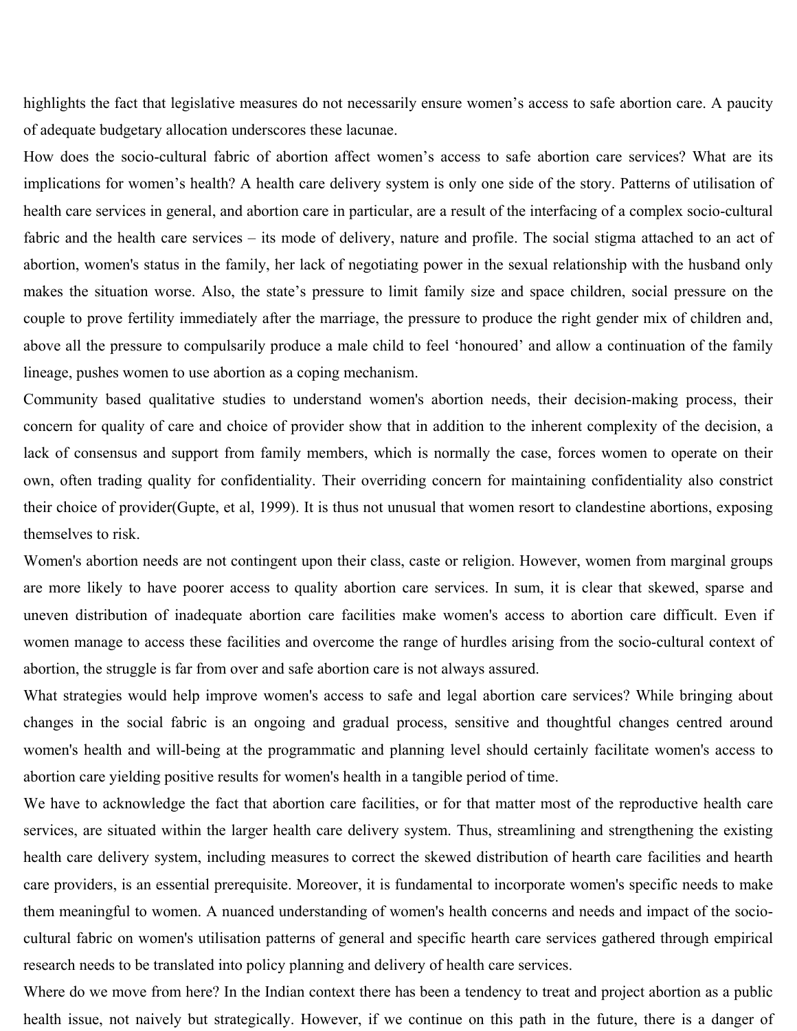highlights the fact that legislative measures do not necessarily ensure women's access to safe abortion care. A paucity of adequate budgetary allocation underscores these lacunae.

How does the socio-cultural fabric of abortion affect women's access to safe abortion care services? What are its implications for women's health? A health care delivery system is only one side of the story. Patterns of utilisation of health care services in general, and abortion care in particular, are a result of the interfacing of a complex socio-cultural fabric and the health care services – its mode of delivery, nature and profile. The social stigma attached to an act of abortion, women's status in the family, her lack of negotiating power in the sexual relationship with the husband only makes the situation worse. Also, the state's pressure to limit family size and space children, social pressure on the couple to prove fertility immediately after the marriage, the pressure to produce the right gender mix of children and, above all the pressure to compulsarily produce a male child to feel 'honoured' and allow a continuation of the family lineage, pushes women to use abortion as a coping mechanism.

Community based qualitative studies to understand women's abortion needs, their decision-making process, their concern for quality of care and choice of provider show that in addition to the inherent complexity of the decision, a lack of consensus and support from family members, which is normally the case, forces women to operate on their own, often trading quality for confidentiality. Their overriding concern for maintaining confidentiality also constrict their choice of provider(Gupte, et al, 1999). It is thus not unusual that women resort to clandestine abortions, exposing themselves to risk.

Women's abortion needs are not contingent upon their class, caste or religion. However, women from marginal groups are more likely to have poorer access to quality abortion care services. In sum, it is clear that skewed, sparse and uneven distribution of inadequate abortion care facilities make women's access to abortion care difficult. Even if women manage to access these facilities and overcome the range of hurdles arising from the socio-cultural context of abortion, the struggle is far from over and safe abortion care is not always assured.

What strategies would help improve women's access to safe and legal abortion care services? While bringing about changes in the social fabric is an ongoing and gradual process, sensitive and thoughtful changes centred around women's health and will-being at the programmatic and planning level should certainly facilitate women's access to abortion care yielding positive results for women's health in a tangible period of time.

We have to acknowledge the fact that abortion care facilities, or for that matter most of the reproductive health care services, are situated within the larger health care delivery system. Thus, streamlining and strengthening the existing health care delivery system, including measures to correct the skewed distribution of hearth care facilities and hearth care providers, is an essential prerequisite. Moreover, it is fundamental to incorporate women's specific needs to make them meaningful to women. A nuanced understanding of women's health concerns and needs and impact of the socio-cultural fabric on women's utilisation patterns of general and specific hearth care services gathered through empirical research needs to be translated into policy planning and delivery of health care services.

Where do we move from here? In the Indian context there has been a tendency to treat and project abortion as a public health issue, not naively but strategically. However, if we continue on this path in the future, there is a danger of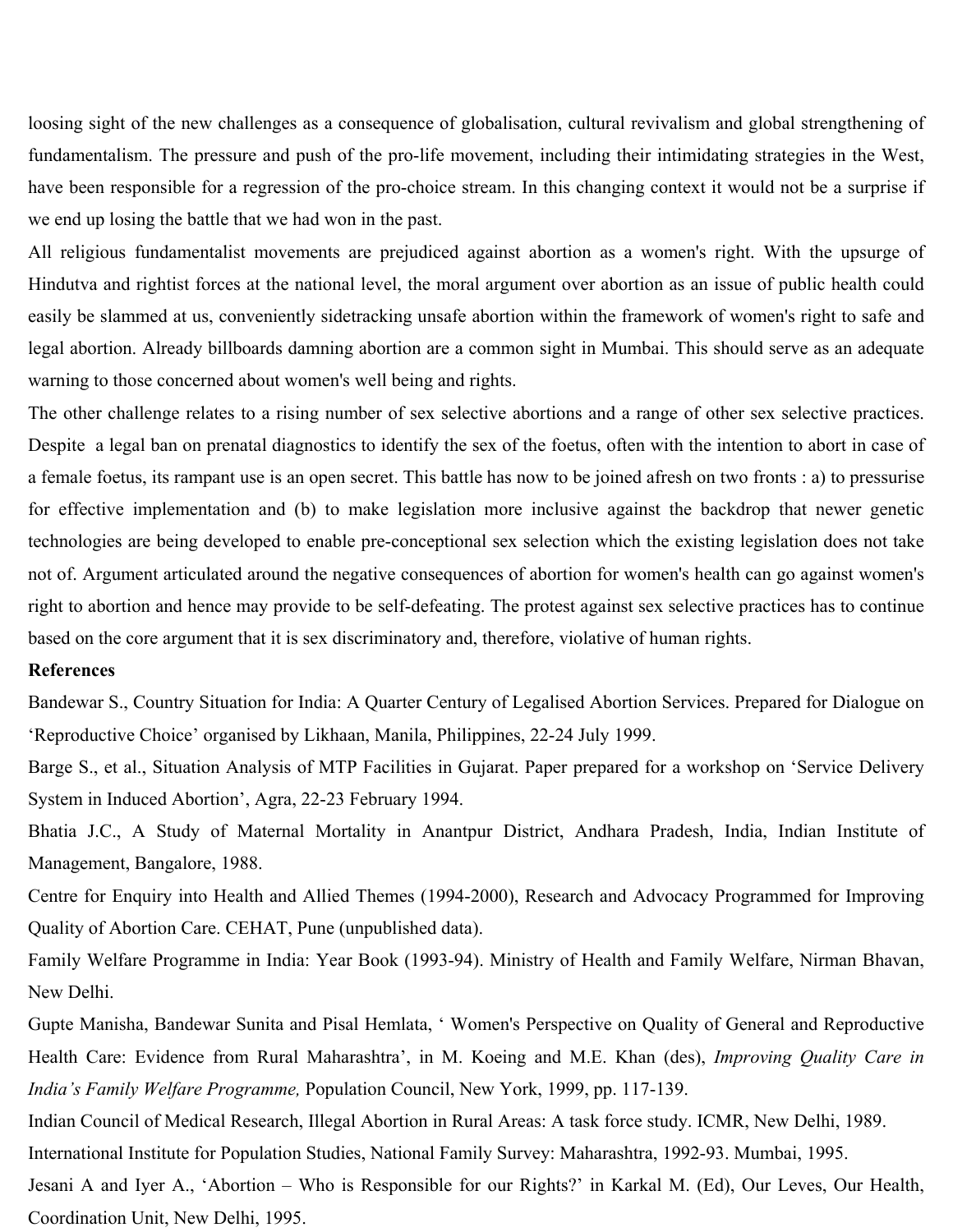loosing sight of the new challenges as a consequence of globalisation, cultural revivalism and global strengthening of fundamentalism. The pressure and push of the pro-life movement, including their intimidating strategies in the West, have been responsible for a regression of the pro-choice stream. In this changing context it would not be a surprise if we end up losing the battle that we had won in the past.

All religious fundamentalist movements are prejudiced against abortion as a women's right. With the upsurge of Hindutva and rightist forces at the national level, the moral argument over abortion as an issue of public health could easily be slammed at us, conveniently sidetracking unsafe abortion within the framework of women's right to safe and legal abortion. Already billboards damning abortion are a common sight in Mumbai. This should serve as an adequate warning to those concerned about women's well being and rights.

The other challenge relates to a rising number of sex selective abortions and a range of other sex selective practices. Despite a legal ban on prenatal diagnostics to identify the sex of the foetus, often with the intention to abort in case of a female foetus, its rampant use is an open secret. This battle has now to be joined afresh on two fronts : a) to pressurise for effective implementation and (b) to make legislation more inclusive against the backdrop that newer genetic technologies are being developed to enable pre-conceptional sex selection which the existing legislation does not take not of. Argument articulated around the negative consequences of abortion for women's health can go against women's right to abortion and hence may provide to be self-defeating. The protest against sex selective practices has to continue based on the core argument that it is sex discriminatory and, therefore, violative of human rights.

**References**

Bandewar S., Country Situation for India: A Quarter Century of Legalised Abortion Services. Prepared for Dialogue on 'Reproductive Choice' organised by Likhaan, Manila, Philippines, 22-24 July 1999.

Barge S., et al., Situation Analysis of MTP Facilities in Gujarat. Paper prepared for a workshop on 'Service Delivery System in Induced Abortion', Agra, 22-23 February 1994.

Bhatia J.C., A Study of Maternal Mortality in Anantpur District, Andhara Pradesh, India, Indian Institute of Management, Bangalore, 1988.

Centre for Enquiry into Health and Allied Themes (1994-2000), Research and Advocacy Programmed for Improving Quality of Abortion Care. CEHAT, Pune (unpublished data).

Family Welfare Programme in India: Year Book (1993-94). Ministry of Health and Family Welfare, Nirman Bhavan, New Delhi.

Gupte Manisha, Bandewar Sunita and Pisal Hemlata, ' Women's Perspective on Quality of General and Reproductive Health Care: Evidence from Rural Maharashtra', in M. Koeing and M.E. Khan (des), *Improving Quality Care in India's Family Welfare Programme,* Population Council, New York, 1999, pp. 117-139.

Indian Council of Medical Research, Illegal Abortion in Rural Areas: A task force study. ICMR, New Delhi, 1989.

International Institute for Population Studies, National Family Survey: Maharashtra, 1992-93. Mumbai, 1995.

Jesani A and Iyer A., 'Abortion – Who is Responsible for our Rights?' in Karkal M. (Ed), Our Leves, Our Health, Coordination Unit, New Delhi, 1995.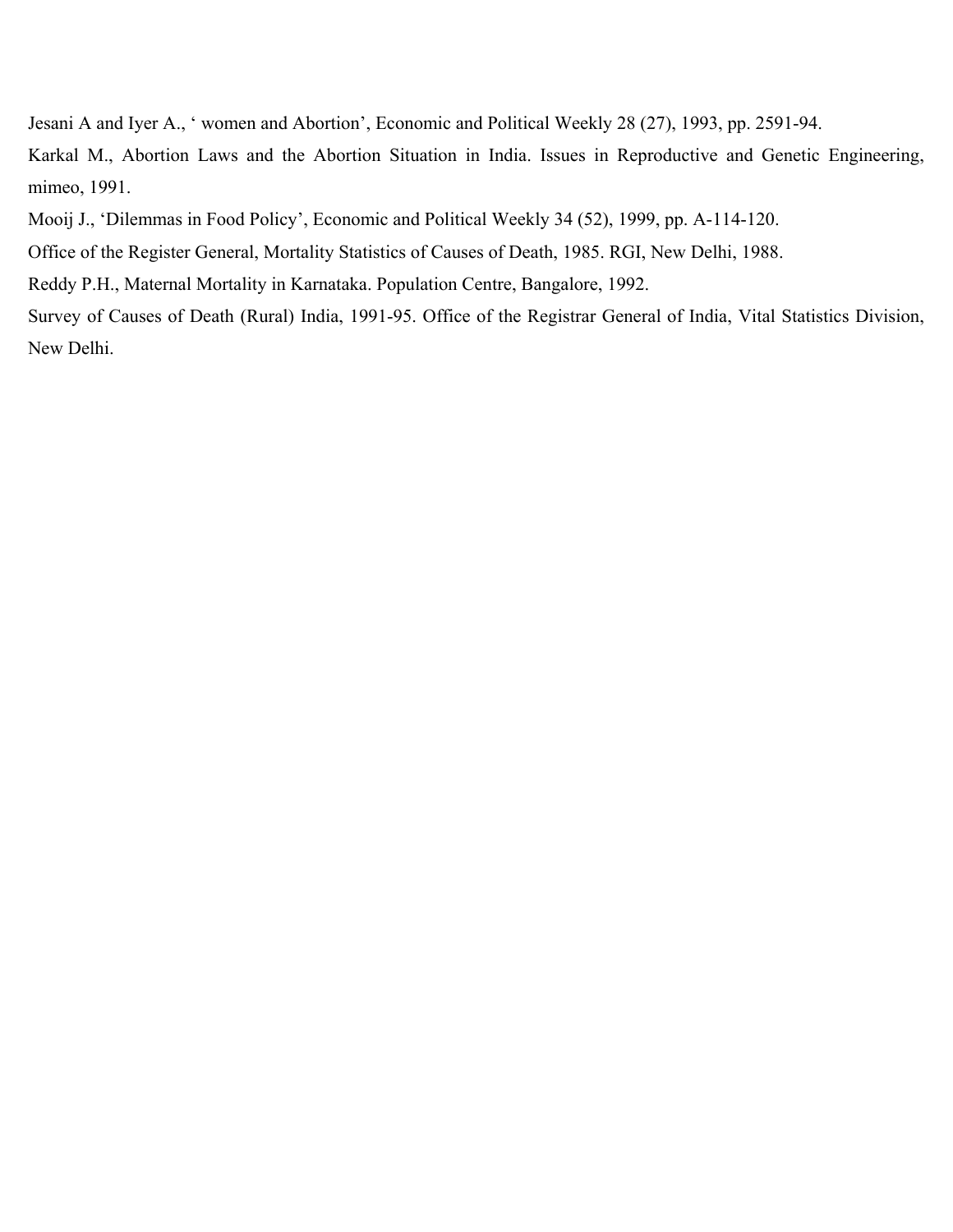Jesani A and Iyer A., ‘ women and Abortion’, Economic and Political Weekly 28 (27), 1993, pp. 2591-94.

Karkal M., Abortion Laws and the Abortion Situation in India. Issues in Reproductive and Genetic Engineering, mimeo, 1991.

Mooij J., ‘Dilemmas in Food Policy’, Economic and Political Weekly 34 (52), 1999, pp. A-114-120.

Office of the Register General, Mortality Statistics of Causes of Death, 1985. RGI, New Delhi, 1988.

Reddy P.H., Maternal Mortality in Karnataka. Population Centre, Bangalore, 1992.

Survey of Causes of Death (Rural) India, 1991-95. Office of the Registrar General of India, Vital Statistics Division, New Delhi.